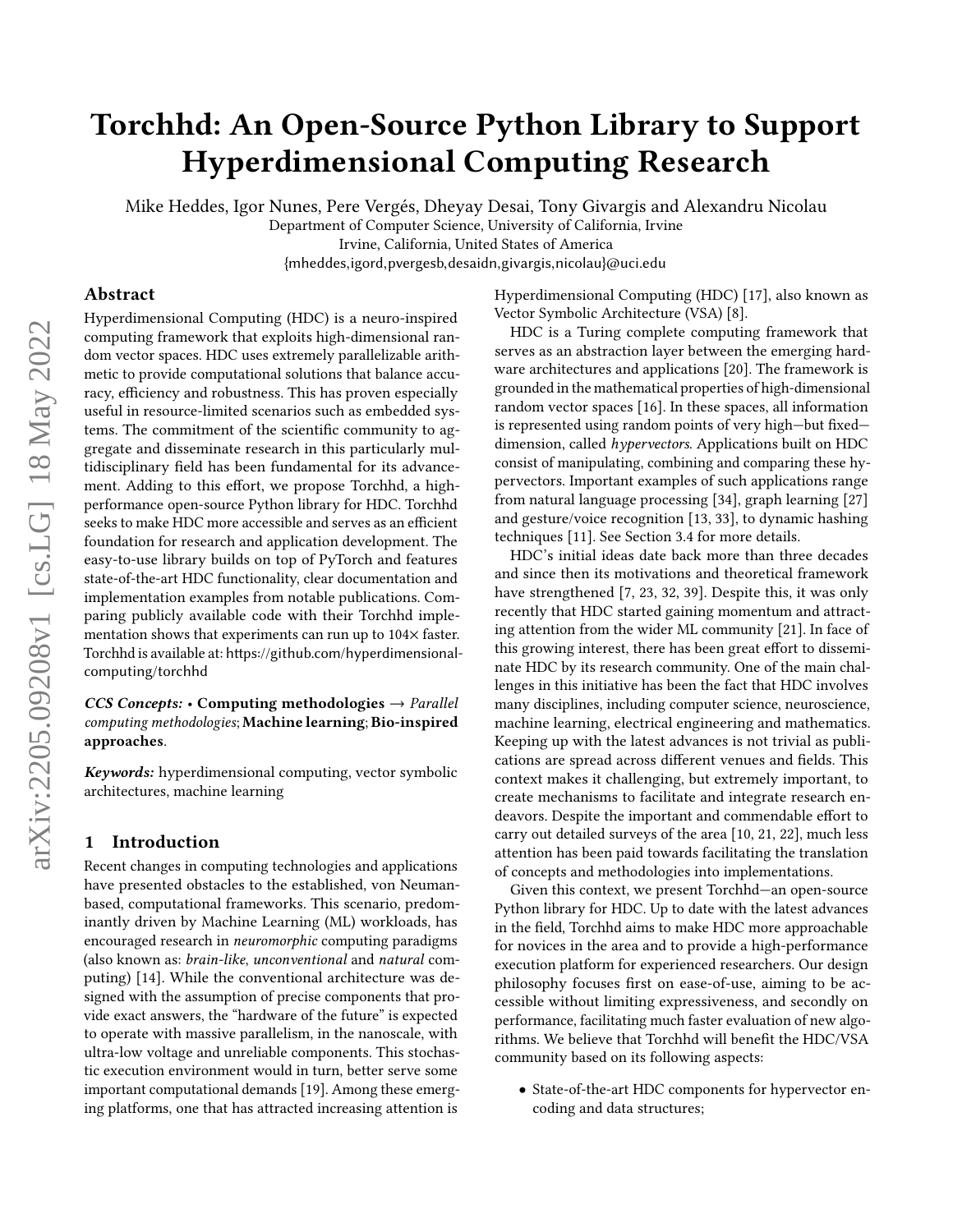# Torchhd: An Open-Source Python Library to Support Hyperdimensional Computing Research

Mike Heddes, Igor Nunes, Pere Vergés, Dheyay Desai, Tony Givargis and Alexandru Nicolau

Department of Computer Science, University of California, Irvine

Irvine, California, United States of America

{mheddes,igord,pvergesb,desaidn,givargis,nicolau}@uci.edu

## Abstract

Hyperdimensional Computing (HDC) is a neuro-inspired computing framework that exploits high-dimensional random vector spaces. HDC uses extremely parallelizable arithmetic to provide computational solutions that balance accuracy, efficiency and robustness. This has proven especially useful in resource-limited scenarios such as embedded systems. The commitment of the scientific community to aggregate and disseminate research in this particularly multidisciplinary field has been fundamental for its advancement. Adding to this effort, we propose Torchhd, a high-performance open-source Python library for HDC. Torchhd seeks to make HDC more accessible and serves as an efficient foundation for research and application development. The easy-to-use library builds on top of PyTorch and features state-of-the-art HDC functionality, clear documentation and implementation examples from notable publications. Comparing publicly available code with their Torchhd implementation shows that experiments can run up to 104× faster. Torchhd is available at: https://github.com/hyperdimensional-computing/torchhd

***CCS Concepts:*** • **Computing methodologies** → *Parallel computing methodologies*; **Machine learning**; **Bio-inspired approaches**.

***Keywords:*** hyperdimensional computing, vector symbolic architectures, machine learning

## 1 Introduction

Recent changes in computing technologies and applications have presented obstacles to the established, von Neuman-based, computational frameworks. This scenario, predominantly driven by Machine Learning (ML) workloads, has encouraged research in *neuromorphic* computing paradigms (also known as: *brain-like*, *unconventional* and *natural* computing) [14]. While the conventional architecture was designed with the assumption of precise components that provide exact answers, the "hardware of the future" is expected to operate with massive parallelism, in the nanoscale, with ultra-low voltage and unreliable components. This stochastic execution environment would in turn, better serve some important computational demands [19]. Among these emerging platforms, one that has attracted increasing attention is Hyperdimensional Computing (HDC) [17], also known as Vector Symbolic Architecture (VSA) [8].

HDC is a Turing complete computing framework that serves as an abstraction layer between the emerging hardware architectures and applications [20]. The framework is grounded in the mathematical properties of high-dimensional random vector spaces [16]. In these spaces, all information is represented using random points of very high—but fixed—dimension, called *hypervectors*. Applications built on HDC consist of manipulating, combining and comparing these hypervectors. Important examples of such applications range from natural language processing [34], graph learning [27] and gesture/voice recognition [13, 33], to dynamic hashing techniques [11]. See Section 3.4 for more details.

HDC's initial ideas date back more than three decades and since then its motivations and theoretical framework have strengthened [7, 23, 32, 39]. Despite this, it was only recently that HDC started gaining momentum and attracting attention from the wider ML community [21]. In face of this growing interest, there has been great effort to disseminate HDC by its research community. One of the main challenges in this initiative has been the fact that HDC involves many disciplines, including computer science, neuroscience, machine learning, electrical engineering and mathematics. Keeping up with the latest advances is not trivial as publications are spread across different venues and fields. This context makes it challenging, but extremely important, to create mechanisms to facilitate and integrate research endeavors. Despite the important and commendable effort to carry out detailed surveys of the area [10, 21, 22], much less attention has been paid towards facilitating the translation of concepts and methodologies into implementations.

Given this context, we present Torchhd—an open-source Python library for HDC. Up to date with the latest advances in the field, Torchhd aims to make HDC more approachable for novices in the area and to provide a high-performance execution platform for experienced researchers. Our design philosophy focuses first on ease-of-use, aiming to be accessible without limiting expressiveness, and secondly on performance, facilitating much faster evaluation of new algorithms. We believe that Torchhd will benefit the HDC/VSA community based on its following aspects:

- State-of-the-art HDC components for hypervector encoding and data structures;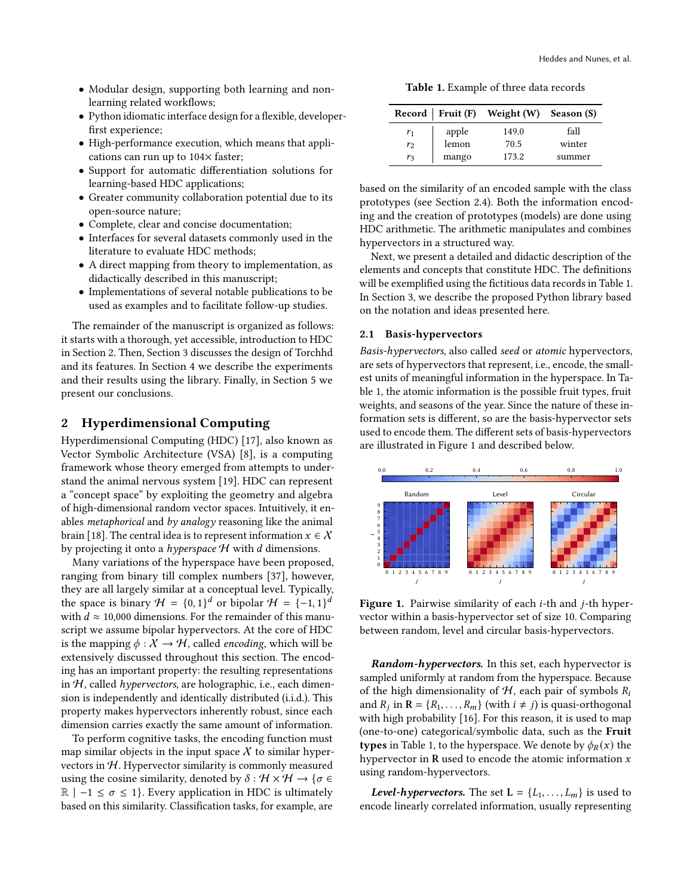- Modular design, supporting both learning and non-learning related workflows;
- Python idiomatic interface design for a flexible, developer-first experience;
- High-performance execution, which means that applications can run up to 104× faster;
- Support for automatic differentiation solutions for learning-based HDC applications;
- Greater community collaboration potential due to its open-source nature;
- Complete, clear and concise documentation;
- Interfaces for several datasets commonly used in the literature to evaluate HDC methods;
- A direct mapping from theory to implementation, as didactically described in this manuscript;
- Implementations of several notable publications to be used as examples and to facilitate follow-up studies.

The remainder of the manuscript is organized as follows: it starts with a thorough, yet accessible, introduction to HDC in Section 2. Then, Section 3 discusses the design of Torchhd and its features. In Section 4 we describe the experiments and their results using the library. Finally, in Section 5 we present our conclusions.

## 2 Hyperdimensional Computing

Hyperdimensional Computing (HDC) [17], also known as Vector Symbolic Architecture (VSA) [8], is a computing framework whose theory emerged from attempts to understand the animal nervous system [19]. HDC can represent a "concept space" by exploiting the geometry and algebra of high-dimensional random vector spaces. Intuitively, it enables *metaphorical* and *by analogy* reasoning like the animal brain [18]. The central idea is to represent information $x \in \mathcal{X}$ by projecting it onto a *hyperspace* $\mathcal{H}$ with $d$ dimensions.

Many variations of the hyperspace have been proposed, ranging from binary till complex numbers [37], however, they are all largely similar at a conceptual level. Typically, the space is binary $\mathcal{H} = \{0, 1\}^d$ or bipolar $\mathcal{H} = \{-1, 1\}^d$ with $d \approx 10{,}000$ dimensions. For the remainder of this manuscript we assume bipolar hypervectors. At the core of HDC is the mapping $\phi : \mathcal{X} \to \mathcal{H}$, called *encoding*, which will be extensively discussed throughout this section. The encoding has an important property: the resulting representations in $\mathcal{H}$, called *hypervectors*, are holographic, i.e., each dimension is independently and identically distributed (i.i.d.). This property makes hypervectors inherently robust, since each dimension carries exactly the same amount of information.

To perform cognitive tasks, the encoding function must map similar objects in the input space $\mathcal{X}$ to similar hypervectors in $\mathcal{H}$. Hypervector similarity is commonly measured using the cosine similarity, denoted by $\delta : \mathcal{H} \times \mathcal{H} \to \{\sigma \in \mathbb{R} \mid -1 \leq \sigma \leq 1\}$. Every application in HDC is ultimately based on this similarity. Classification tasks, for example, are based on the similarity of an encoded sample with the class prototypes (see Section 2.4). Both the information encoding and the creation of prototypes (models) are done using HDC arithmetic. The arithmetic manipulates and combines hypervectors in a structured way.

**Table 1.** Example of three data records

| Record | Fruit (F) | Weight (W) | Season (S) |
|---|---|---|---|
| $r_1$ | apple | 149.0 | fall |
| $r_2$ | lemon | 70.5 | winter |
| $r_3$ | mango | 173.2 | summer |

Next, we present a detailed and didactic description of the elements and concepts that constitute HDC. The definitions will be exemplified using the fictitious data records in Table 1. In Section 3, we describe the proposed Python library based on the notation and ideas presented here.

### 2.1 Basis-hypervectors

*Basis-hypervectors*, also called *seed* or *atomic* hypervectors, are sets of hypervectors that represent, i.e., encode, the smallest units of meaningful information in the hyperspace. In Table 1, the atomic information is the possible fruit types, fruit weights, and seasons of the year. Since the nature of these information sets is different, so are the basis-hypervector sets used to encode them. The different sets of basis-hypervectors are illustrated in Figure 1 and described below.

**Figure 1.** Pairwise similarity of each $i$-th and $j$-th hypervector within a basis-hypervector set of size 10. Comparing between random, level and circular basis-hypervectors.

***Random-hypervectors.*** In this set, each hypervector is sampled uniformly at random from the hyperspace. Because of the high dimensionality of $\mathcal{H}$, each pair of symbols $R_i$ and $R_j$ in $\mathbf{R} = \{R_1, \ldots, R_m\}$ (with $i \neq j$) is quasi-orthogonal with high probability [16]. For this reason, it is used to map (one-to-one) categorical/symbolic data, such as the **Fruit types** in Table 1, to the hyperspace. We denote by $\phi_R(x)$ the hypervector in $\mathbf{R}$ used to encode the atomic information $x$ using random-hypervectors.

***Level-hypervectors.*** The set $\mathbf{L} = \{L_1, \ldots, L_m\}$ is used to encode linearly correlated information, usually representing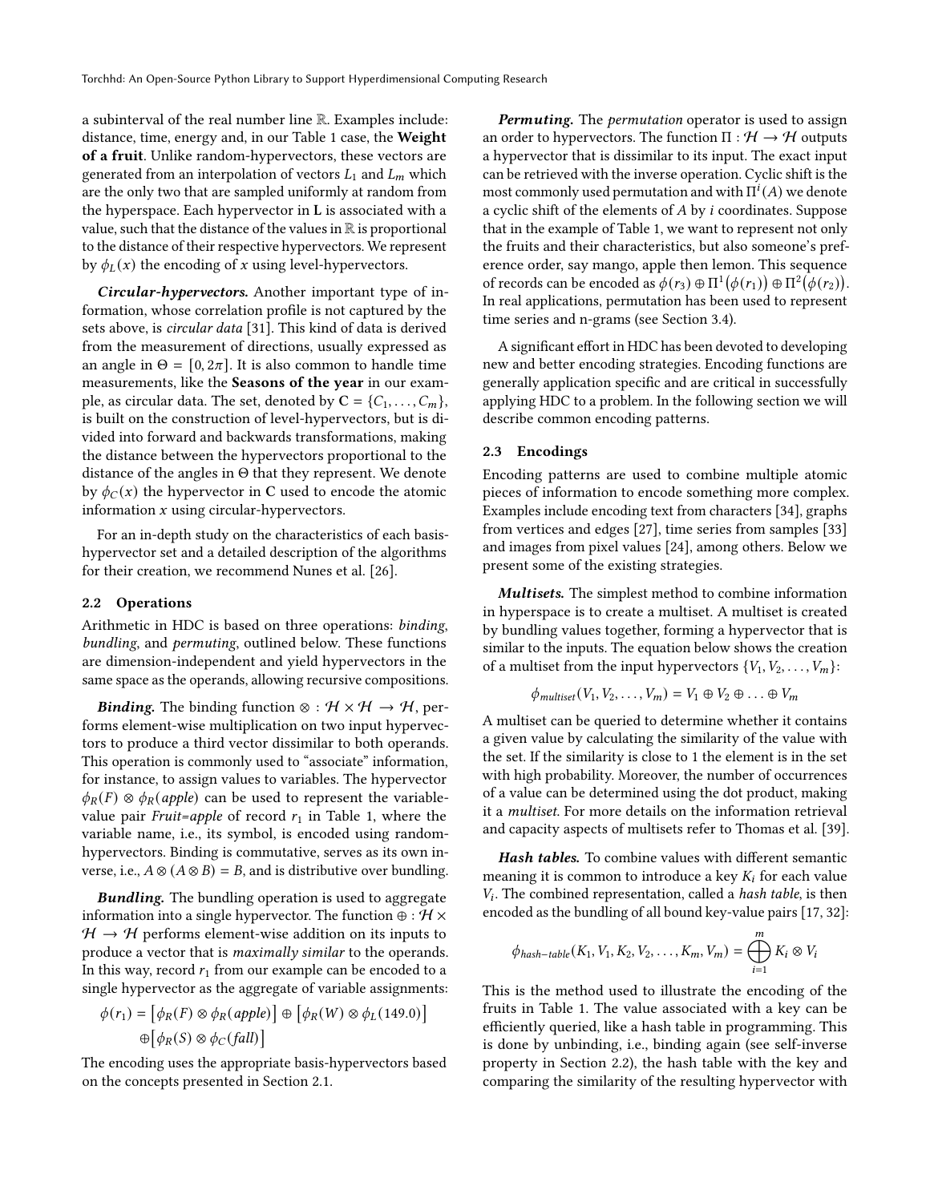a subinterval of the real number line $\mathbb{R}$. Examples include: distance, time, energy and, in our Table 1 case, the **Weight of a fruit**. Unlike random-hypervectors, these vectors are generated from an interpolation of vectors $L_1$ and $L_m$ which are the only two that are sampled uniformly at random from the hyperspace. Each hypervector in $\mathbf{L}$ is associated with a value, such that the distance of the values in $\mathbb{R}$ is proportional to the distance of their respective hypervectors. We represent by $\phi_L(x)$ the encoding of $x$ using level-hypervectors.

***Circular-hypervectors.*** Another important type of information, whose correlation profile is not captured by the sets above, is *circular data* [31]. This kind of data is derived from the measurement of directions, usually expressed as an angle in $\Theta = [0, 2\pi]$. It is also common to handle time measurements, like the **Seasons of the year** in our example, as circular data. The set, denoted by $\mathbf{C} = \{C_1, \ldots, C_m\}$, is built on the construction of level-hypervectors, but is divided into forward and backwards transformations, making the distance between the hypervectors proportional to the distance of the angles in $\Theta$ that they represent. We denote by $\phi_C(x)$ the hypervector in $\mathbf{C}$ used to encode the atomic information $x$ using circular-hypervectors.

For an in-depth study on the characteristics of each basis-hypervector set and a detailed description of the algorithms for their creation, we recommend Nunes et al. [26].

### 2.2 Operations

Arithmetic in HDC is based on three operations: *binding*, *bundling*, and *permuting*, outlined below. These functions are dimension-independent and yield hypervectors in the same space as the operands, allowing recursive compositions.

***Binding.*** The binding function $\otimes : \mathcal{H} \times \mathcal{H} \rightarrow \mathcal{H}$, performs element-wise multiplication on two input hypervectors to produce a third vector dissimilar to both operands. This operation is commonly used to "associate" information, for instance, to assign values to variables. The hypervector $\phi_R(F) \otimes \phi_R(apple)$ can be used to represent the variable-value pair *Fruit=apple* of record $r_1$ in Table 1, where the variable name, i.e., its symbol, is encoded using random-hypervectors. Binding is commutative, serves as its own inverse, i.e., $A \otimes (A \otimes B) = B$, and is distributive over bundling.

***Bundling.*** The bundling operation is used to aggregate information into a single hypervector. The function $\oplus : \mathcal{H} \times \mathcal{H} \rightarrow \mathcal{H}$ performs element-wise addition on its inputs to produce a vector that is *maximally similar* to the operands. In this way, record $r_1$ from our example can be encoded to a single hypervector as the aggregate of variable assignments:

$$\phi(r_1) = \left[\phi_R(F) \otimes \phi_R(apple)\right] \oplus \left[\phi_R(W) \otimes \phi_L(149.0)\right] \\ \oplus \left[\phi_R(S) \otimes \phi_C(fall)\right]$$

The encoding uses the appropriate basis-hypervectors based on the concepts presented in Section 2.1.

***Permuting.*** The *permutation* operator is used to assign an order to hypervectors. The function $\Pi : \mathcal{H} \rightarrow \mathcal{H}$ outputs a hypervector that is dissimilar to its input. The exact input can be retrieved with the inverse operation. Cyclic shift is the most commonly used permutation and with $\Pi^i(A)$ we denote a cyclic shift of the elements of $A$ by $i$ coordinates. Suppose that in the example of Table 1, we want to represent not only the fruits and their characteristics, but also someone's preference order, say mango, apple then lemon. This sequence of records can be encoded as $\phi(r_3) \oplus \Pi^1(\phi(r_1)) \oplus \Pi^2(\phi(r_2))$. In real applications, permutation has been used to represent time series and n-grams (see Section 3.4).

A significant effort in HDC has been devoted to developing new and better encoding strategies. Encoding functions are generally application specific and are critical in successfully applying HDC to a problem. In the following section we will describe common encoding patterns.

### 2.3 Encodings

Encoding patterns are used to combine multiple atomic pieces of information to encode something more complex. Examples include encoding text from characters [34], graphs from vertices and edges [27], time series from samples [33] and images from pixel values [24], among others. Below we present some of the existing strategies.

***Multisets.*** The simplest method to combine information in hyperspace is to create a multiset. A multiset is created by bundling values together, forming a hypervector that is similar to the inputs. The equation below shows the creation of a multiset from the input hypervectors $\{V_1, V_2, \ldots, V_m\}$:

$$\phi_{multiset}(V_1, V_2, \ldots, V_m) = V_1 \oplus V_2 \oplus \ldots \oplus V_m$$

A multiset can be queried to determine whether it contains a given value by calculating the similarity of the value with the set. If the similarity is close to 1 the element is in the set with high probability. Moreover, the number of occurrences of a value can be determined using the dot product, making it a *multiset*. For more details on the information retrieval and capacity aspects of multisets refer to Thomas et al. [39].

***Hash tables.*** To combine values with different semantic meaning it is common to introduce a key $K_i$ for each value $V_i$. The combined representation, called a *hash table*, is then encoded as the bundling of all bound key-value pairs [17, 32]:

$$\phi_{hash-table}(K_1, V_1, K_2, V_2, \ldots, K_m, V_m) = \bigoplus_{i=1}^{m} K_i \otimes V_i$$

This is the method used to illustrate the encoding of the fruits in Table 1. The value associated with a key can be efficiently queried, like a hash table in programming. This is done by unbinding, i.e., binding again (see self-inverse property in Section 2.2), the hash table with the key and comparing the similarity of the resulting hypervector with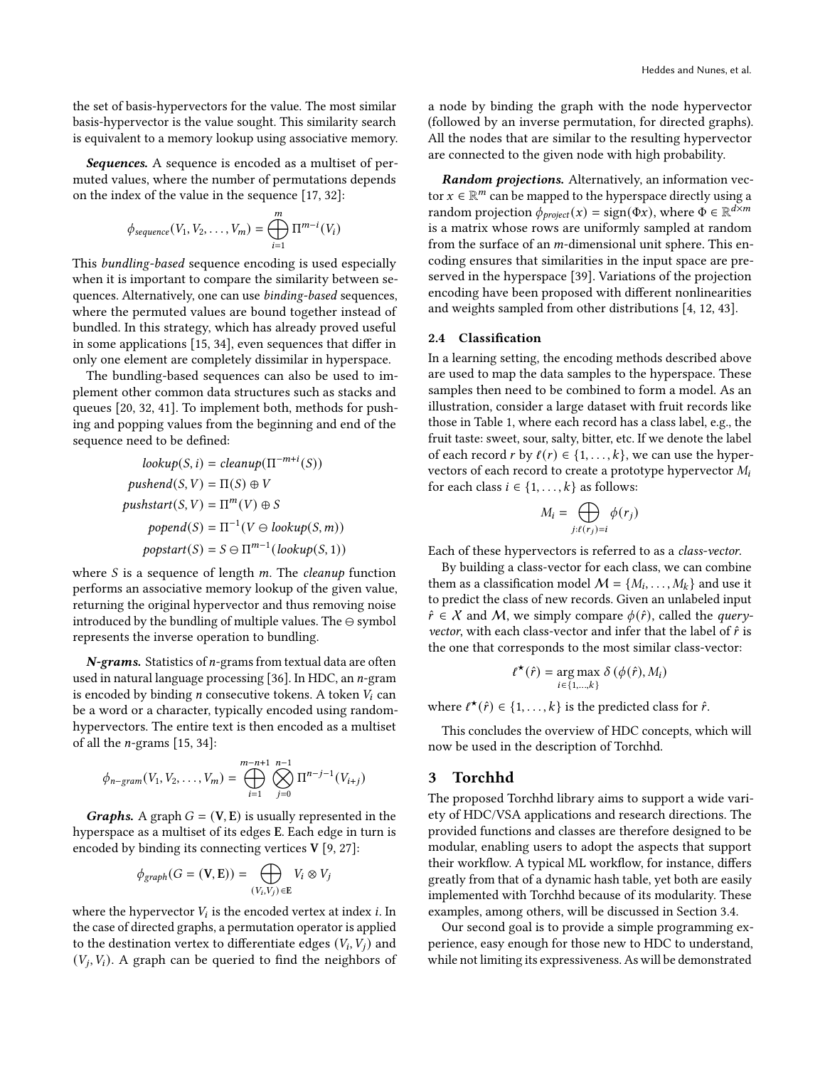the set of basis-hypervectors for the value. The most similar basis-hypervector is the value sought. This similarity search is equivalent to a memory lookup using associative memory.

***Sequences.*** A sequence is encoded as a multiset of permuted values, where the number of permutations depends on the index of the value in the sequence [17, 32]:

$$\phi_{sequence}(V_1, V_2, \ldots, V_m) = \bigoplus_{i=1}^{m} \Pi^{m-i}(V_i)$$

This *bundling-based* sequence encoding is used especially when it is important to compare the similarity between sequences. Alternatively, one can use *binding-based* sequences, where the permuted values are bound together instead of bundled. In this strategy, which has already proved useful in some applications [15, 34], even sequences that differ in only one element are completely dissimilar in hyperspace.

The bundling-based sequences can also be used to implement other common data structures such as stacks and queues [20, 32, 41]. To implement both, methods for pushing and popping values from the beginning and end of the sequence need to be defined:

$$\begin{aligned}
lookup(S, i) &= cleanup(\Pi^{-m+i}(S)) \\
pushend(S, V) &= \Pi(S) \oplus V \\
pushstart(S, V) &= \Pi^{m}(V) \oplus S \\
popend(S) &= \Pi^{-1}(V \ominus lookup(S, m)) \\
popstart(S) &= S \ominus \Pi^{m-1}(lookup(S, 1))
\end{aligned}$$

where $S$ is a sequence of length $m$. The *cleanup* function performs an associative memory lookup of the given value, returning the original hypervector and thus removing noise introduced by the bundling of multiple values. The $\ominus$ symbol represents the inverse operation to bundling.

***N-grams.*** Statistics of $n$-grams from textual data are often used in natural language processing [36]. In HDC, an $n$-gram is encoded by binding $n$ consecutive tokens. A token $V_i$ can be a word or a character, typically encoded using random-hypervectors. The entire text is then encoded as a multiset of all the $n$-grams [15, 34]:

$$\phi_{n-gram}(V_1, V_2, \ldots, V_m) = \bigoplus_{i=1}^{m-n+1} \bigotimes_{j=0}^{n-1} \Pi^{n-j-1}(V_{i+j})$$

***Graphs.*** A graph $G = (\mathbf{V}, \mathbf{E})$ is usually represented in the hyperspace as a multiset of its edges $\mathbf{E}$. Each edge in turn is encoded by binding its connecting vertices $\mathbf{V}$ [9, 27]:

$$\phi_{graph}(G = (\mathbf{V}, \mathbf{E})) = \bigoplus_{(V_i, V_j) \in \mathbf{E}} V_i \otimes V_j$$

where the hypervector $V_i$ is the encoded vertex at index $i$. In the case of directed graphs, a permutation operator is applied to the destination vertex to differentiate edges $(V_i, V_j)$ and $(V_j, V_i)$. A graph can be queried to find the neighbors of a node by binding the graph with the node hypervector (followed by an inverse permutation, for directed graphs). All the nodes that are similar to the resulting hypervector are connected to the given node with high probability.

***Random projections.*** Alternatively, an information vector $x \in \mathbb{R}^m$ can be mapped to the hyperspace directly using a random projection $\phi_{project}(x) = \text{sign}(\Phi x)$, where $\Phi \in \mathbb{R}^{d \times m}$ is a matrix whose rows are uniformly sampled at random from the surface of an $m$-dimensional unit sphere. This encoding ensures that similarities in the input space are preserved in the hyperspace [39]. Variations of the projection encoding have been proposed with different nonlinearities and weights sampled from other distributions [4, 12, 43].

### 2.4 Classification

In a learning setting, the encoding methods described above are used to map the data samples to the hyperspace. These samples then need to be combined to form a model. As an illustration, consider a large dataset with fruit records like those in Table 1, where each record has a class label, e.g., the fruit taste: sweet, sour, salty, bitter, etc. If we denote the label of each record $r$ by $\ell(r) \in \{1, \ldots, k\}$, we can use the hypervectors of each record to create a prototype hypervector $M_i$ for each class $i \in \{1, \ldots, k\}$ as follows:

$$M_i = \bigoplus_{j : \ell(r_j) = i} \phi(r_j)$$

Each of these hypervectors is referred to as a *class-vector*.

By building a class-vector for each class, we can combine them as a classification model $\mathcal{M} = \{M_i, \ldots, M_k\}$ and use it to predict the class of new records. Given an unlabeled input $\hat{r} \in \mathcal{X}$ and $\mathcal{M}$, we simply compare $\phi(\hat{r})$, called the *query-vector*, with each class-vector and infer that the label of $\hat{r}$ is the one that corresponds to the most similar class-vector:

$$\ell^{\star}(\hat{r}) = \underset{i \in \{1, \ldots, k\}}{\arg\max} \; \delta\left(\phi(\hat{r}), M_i\right)$$

where $\ell^{\star}(\hat{r}) \in \{1, \ldots, k\}$ is the predicted class for $\hat{r}$.

This concludes the overview of HDC concepts, which will now be used in the description of Torchhd.

## 3 Torchhd

The proposed Torchhd library aims to support a wide variety of HDC/VSA applications and research directions. The provided functions and classes are therefore designed to be modular, enabling users to adopt the aspects that support their workflow. A typical ML workflow, for instance, differs greatly from that of a dynamic hash table, yet both are easily implemented with Torchhd because of its modularity. These examples, among others, will be discussed in Section 3.4.

Our second goal is to provide a simple programming experience, easy enough for those new to HDC to understand, while not limiting its expressiveness. As will be demonstrated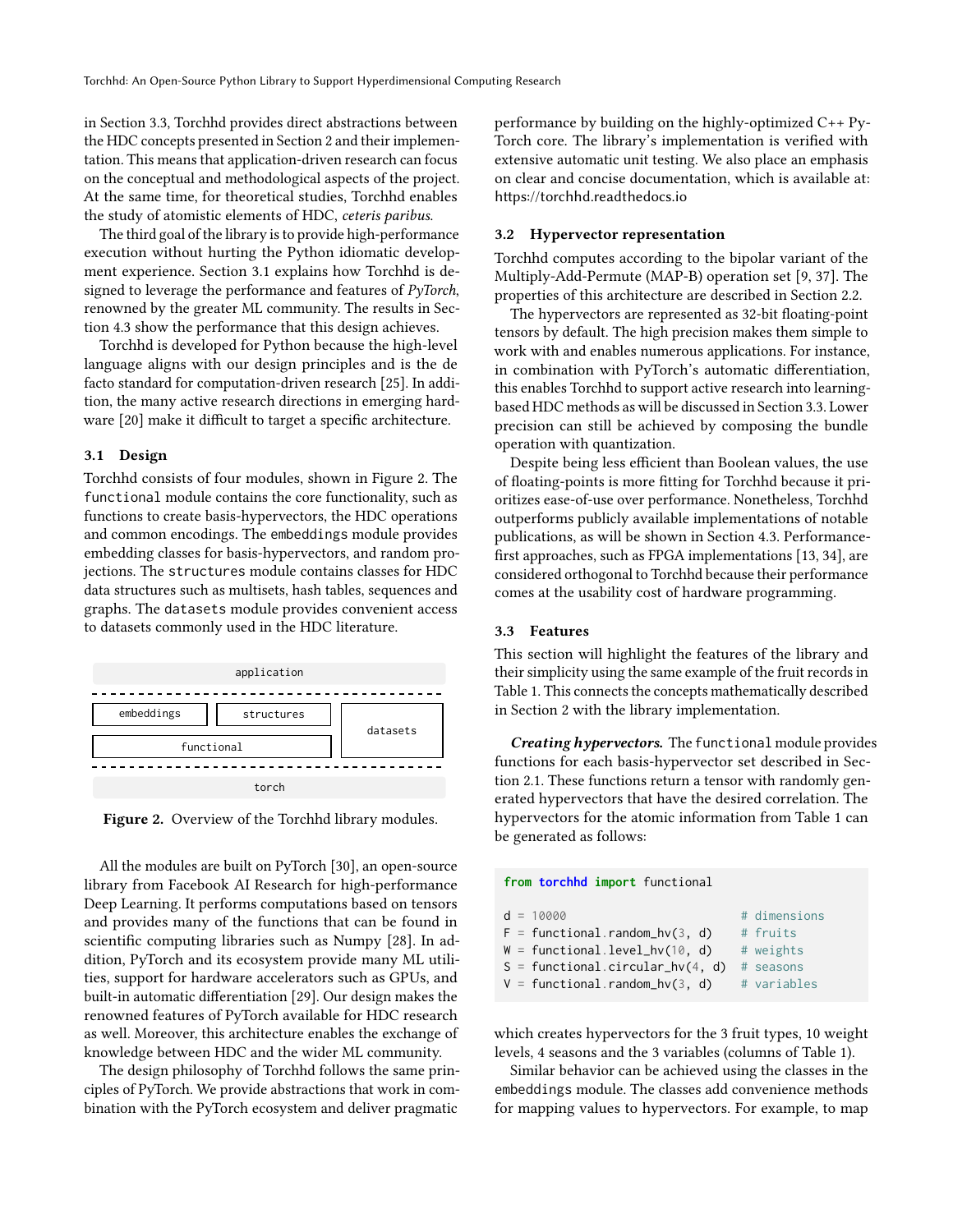in Section 3.3, Torchhd provides direct abstractions between the HDC concepts presented in Section 2 and their implementation. This means that application-driven research can focus on the conceptual and methodological aspects of the project. At the same time, for theoretical studies, Torchhd enables the study of atomistic elements of HDC, *ceteris paribus*.

The third goal of the library is to provide high-performance execution without hurting the Python idiomatic development experience. Section 3.1 explains how Torchhd is designed to leverage the performance and features of *PyTorch*, renowned by the greater ML community. The results in Section 4.3 show the performance that this design achieves.

Torchhd is developed for Python because the high-level language aligns with our design principles and is the de facto standard for computation-driven research [25]. In addition, the many active research directions in emerging hardware [20] make it difficult to target a specific architecture.

### 3.1 Design

Torchhd consists of four modules, shown in Figure 2. The `functional` module contains the core functionality, such as functions to create basis-hypervectors, the HDC operations and common encodings. The `embeddings` module provides embedding classes for basis-hypervectors, and random projections. The `structures` module contains classes for HDC data structures such as multisets, hash tables, sequences and graphs. The `datasets` module provides convenient access to datasets commonly used in the HDC literature.

| application | | |
|---|---|---|
| embeddings | structures | datasets |
| functional | | |
| torch | | |

**Figure 2.** Overview of the Torchhd library modules.

All the modules are built on PyTorch [30], an open-source library from Facebook AI Research for high-performance Deep Learning. It performs computations based on tensors and provides many of the functions that can be found in scientific computing libraries such as Numpy [28]. In addition, PyTorch and its ecosystem provide many ML utilities, support for hardware accelerators such as GPUs, and built-in automatic differentiation [29]. Our design makes the renowned features of PyTorch available for HDC research as well. Moreover, this architecture enables the exchange of knowledge between HDC and the wider ML community.

The design philosophy of Torchhd follows the same principles of PyTorch. We provide abstractions that work in combination with the PyTorch ecosystem and deliver pragmatic performance by building on the highly-optimized C++ PyTorch core. The library's implementation is verified with extensive automatic unit testing. We also place an emphasis on clear and concise documentation, which is available at: https://torchhd.readthedocs.io

### 3.2 Hypervector representation

Torchhd computes according to the bipolar variant of the Multiply-Add-Permute (MAP-B) operation set [9, 37]. The properties of this architecture are described in Section 2.2.

The hypervectors are represented as 32-bit floating-point tensors by default. The high precision makes them simple to work with and enables numerous applications. For instance, in combination with PyTorch's automatic differentiation, this enables Torchhd to support active research into learning-based HDC methods as will be discussed in Section 3.3. Lower precision can still be achieved by composing the bundle operation with quantization.

Despite being less efficient than Boolean values, the use of floating-points is more fitting for Torchhd because it prioritizes ease-of-use over performance. Nonetheless, Torchhd outperforms publicly available implementations of notable publications, as will be shown in Section 4.3. Performance-first approaches, such as FPGA implementations [13, 34], are considered orthogonal to Torchhd because their performance comes at the usability cost of hardware programming.

### 3.3 Features

This section will highlight the features of the library and their simplicity using the same example of the fruit records in Table 1. This connects the concepts mathematically described in Section 2 with the library implementation.

***Creating hypervectors.*** The `functional` module provides functions for each basis-hypervector described in Section 2.1. These functions return a tensor with randomly generated hypervectors that have the desired correlation. The hypervectors for the atomic information from Table 1 can be generated as follows:

```python
from torchhd import functional

d = 10000                          # dimensions
F = functional.random_hv(3, d)     # fruits
W = functional.level_hv(10, d)     # weights
S = functional.circular_hv(4, d)   # seasons
V = functional.random_hv(3, d)     # variables
```

which creates hypervectors for the 3 fruit types, 10 weight levels, 4 seasons and the 3 variables (columns of Table 1).

Similar behavior can be achieved using the classes in the `embeddings` module. The classes add convenience methods for mapping values to hypervectors. For example, to map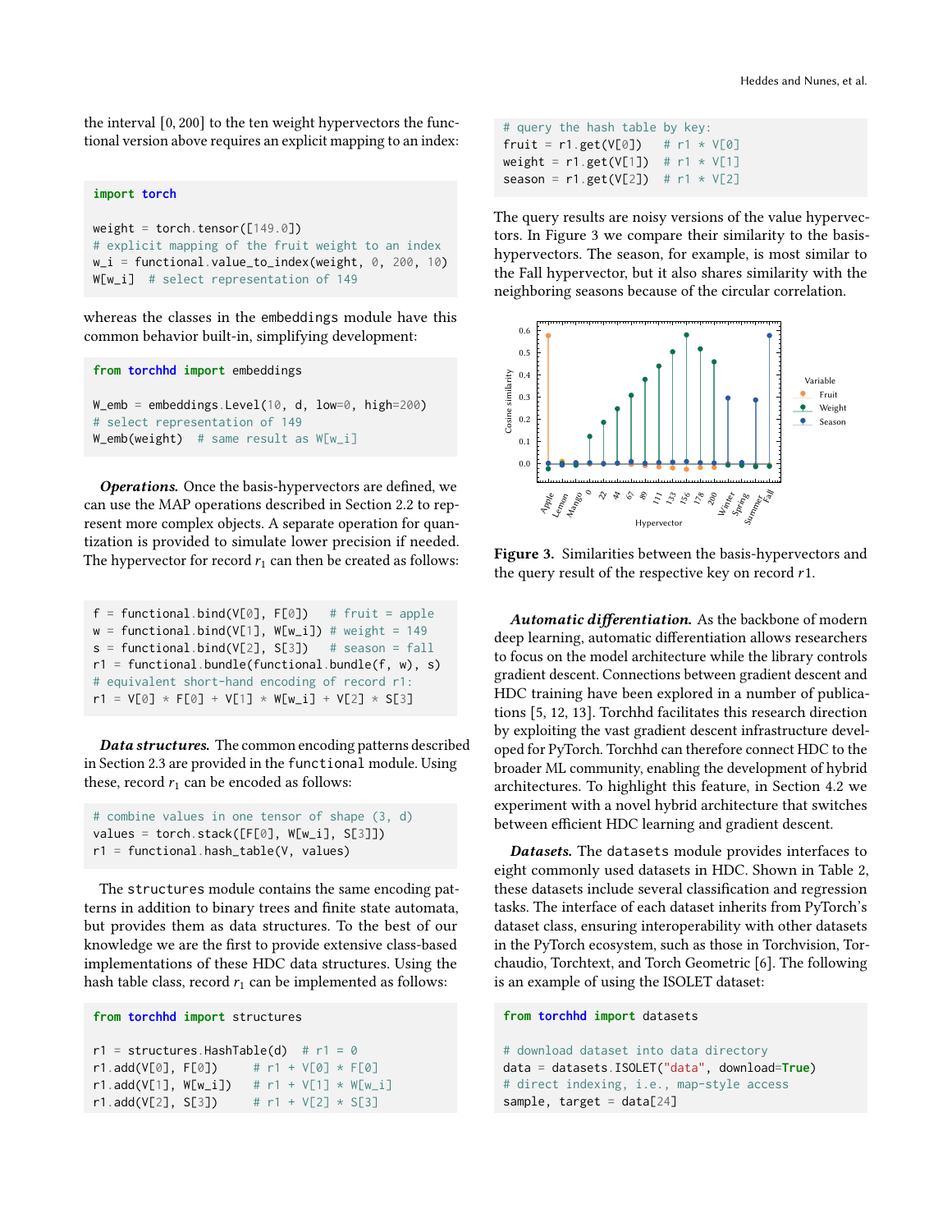the interval [0, 200] to the ten weight hypervectors the functional version above requires an explicit mapping to an index:

```
import torch

weight = torch.tensor([149.0])
# explicit mapping of the fruit weight to an index
w_i = functional.value_to_index(weight, 0, 200, 10)
W[w_i]  # select representation of 149
```

whereas the classes in the `embeddings` module have this common behavior built-in, simplifying development:

```
from torchhd import embeddings

W_emb = embeddings.Level(10, d, low=0, high=200)
# select representation of 149
W_emb(weight)  # same result as W[w_i]
```

***Operations.*** Once the basis-hypervectors are defined, we can use the MAP operations described in Section 2.2 to represent more complex objects. A separate operation for quantization is provided to simulate lower precision if needed. The hypervector for record $r_1$ can then be created as follows:

```
f = functional.bind(V[0], F[0])   # fruit = apple
w = functional.bind(V[1], W[w_i]) # weight = 149
s = functional.bind(V[2], S[3])   # season = fall
r1 = functional.bundle(functional.bundle(f, w), s)
# equivalent short-hand encoding of record r1:
r1 = V[0] * F[0] + V[1] * W[w_i] + V[2] * S[3]
```

***Data structures.*** The common encoding patterns described in Section 2.3 are provided in the `functional` module. Using these, record $r_1$ can be encoded as follows:

```
# combine values in one tensor of shape (3, d)
values = torch.stack([F[0], W[w_i], S[3]])
r1 = functional.hash_table(V, values)
```

The `structures` module contains the same encoding patterns in addition to binary trees and finite state automata, but provides them as data structures. To the best of our knowledge we are the first to provide extensive class-based implementations of these HDC data structures. Using the hash table class, record $r_1$ can be implemented as follows:

```
from torchhd import structures

r1 = structures.HashTable(d)  # r1 = 0
r1.add(V[0], F[0])     # r1 + V[0] * F[0]
r1.add(V[1], W[w_i])   # r1 + V[1] * W[w_i]
r1.add(V[2], S[3])     # r1 + V[2] * S[3]
```

```
# query the hash table by key:
fruit = r1.get(V[0])   # r1 * V[0]
weight = r1.get(V[1])  # r1 * V[1]
season = r1.get(V[2])  # r1 * V[2]
```

The query results are noisy versions of the value hypervectors. In Figure 3 we compare their similarity to the basis-hypervectors. The season, for example, is most similar to the Fall hypervector, but it also shares similarity with the neighboring seasons because of the circular correlation.

**Figure 3.** Similarities between the basis-hypervectors and the query result of the respective key on record $r1$.

***Automatic differentiation.*** As the backbone of modern deep learning, automatic differentiation allows researchers to focus on the model architecture while the library controls gradient descent. Connections between gradient descent and HDC training have been explored in a number of publications [5, 12, 13]. Torchhd facilitates this research direction by exploiting the vast gradient descent infrastructure developed for PyTorch. Torchhd can therefore connect HDC to the broader ML community, enabling the development of hybrid architectures. To highlight this feature, in Section 4.2 we experiment with a novel hybrid architecture that switches between efficient HDC learning and gradient descent.

***Datasets.*** The `datasets` module provides interfaces to eight commonly used datasets in HDC. Shown in Table 2, these datasets include several classification and regression tasks. The interface of each dataset inherits from PyTorch's dataset class, ensuring interoperability with other datasets in the PyTorch ecosystem, such as those in Torchvision, Torchaudio, Torchtext, and Torch Geometric [6]. The following is an example of using the ISOLET dataset:

```
from torchhd import datasets

# download dataset into data directory
data = datasets.ISOLET("data", download=True)
# direct indexing, i.e., map-style access
sample, target = data[24]
```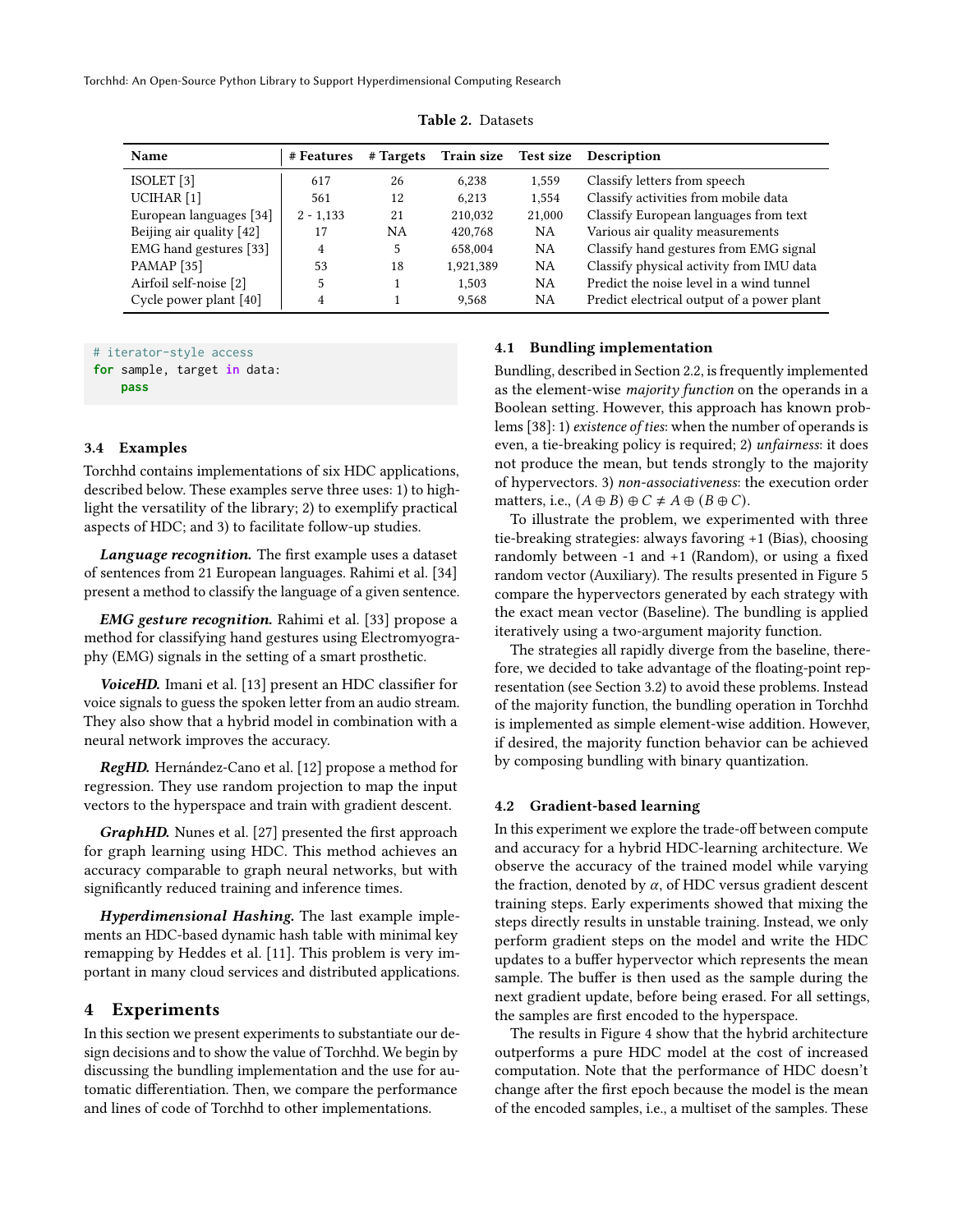**Table 2.** Datasets

| Name | # Features | # Targets | Train size | Test size | Description |
|---|---|---|---|---|---|
| ISOLET [3] | 617 | 26 | 6,238 | 1,559 | Classify letters from speech |
| UCIHAR [1] | 561 | 12 | 6,213 | 1,554 | Classify activities from mobile data |
| European languages [34] | 2 - 1,133 | 21 | 210,032 | 21,000 | Classify European languages from text |
| Beijing air quality [42] | 17 | NA | 420,768 | NA | Various air quality measurements |
| EMG hand gestures [33] | 4 | 5 | 658,004 | NA | Classify hand gestures from EMG signal |
| PAMAP [35] | 53 | 18 | 1,921,389 | NA | Classify physical activity from IMU data |
| Airfoil self-noise [2] | 5 | 1 | 1,503 | NA | Predict the noise level in a wind tunnel |
| Cycle power plant [40] | 4 | 1 | 9,568 | NA | Predict electrical output of a power plant |

```
# iterator-style access
for sample, target in data:
    pass
```

### 3.4 Examples

Torchhd contains implementations of six HDC applications, described below. These examples serve three uses: 1) to highlight the versatility of the library; 2) to exemplify practical aspects of HDC; and 3) to facilitate follow-up studies.

***Language recognition.*** The first example uses a dataset of sentences from 21 European languages. Rahimi et al. [34] present a method to classify the language of a given sentence.

***EMG gesture recognition.*** Rahimi et al. [33] propose a method for classifying hand gestures using Electromyography (EMG) signals in the setting of a smart prosthetic.

***VoiceHD.*** Imani et al. [13] present an HDC classifier for voice signals to guess the spoken letter from an audio stream. They also show that a hybrid model in combination with a neural network improves the accuracy.

***RegHD.*** Hernández-Cano et al. [12] propose a method for regression. They use random projection to map the input vectors to the hyperspace and train with gradient descent.

***GraphHD.*** Nunes et al. [27] presented the first approach for graph learning using HDC. This method achieves an accuracy comparable to graph neural networks, but with significantly reduced training and inference times.

***Hyperdimensional Hashing.*** The last example implements an HDC-based dynamic hash table with minimal key remapping by Heddes et al. [11]. This problem is very important in many cloud services and distributed applications.

## 4 Experiments

In this section we present experiments to substantiate our design decisions and to show the value of Torchhd. We begin by discussing the bundling implementation and the use for automatic differentiation. Then, we compare the performance and lines of code of Torchhd to other implementations.

### 4.1 Bundling implementation

Bundling, described in Section 2.2, is frequently implemented as the element-wise *majority function* on the operands in a Boolean setting. However, this approach has known problems [38]: 1) *existence of ties*: when the number of operands is even, a tie-breaking policy is required; 2) *unfairness*: it does not produce the mean, but tends strongly to the majority of hypervectors. 3) *non-associativeness*: the execution order matters, i.e., $(A \oplus B) \oplus C \neq A \oplus (B \oplus C)$.

To illustrate the problem, we experimented with three tie-breaking strategies: always favoring +1 (Bias), choosing randomly between -1 and +1 (Random), or using a fixed random vector (Auxiliary). The results presented in Figure 5 compare the hypervectors generated by each strategy with the exact mean vector (Baseline). The bundling is applied iteratively using a two-argument majority function.

The strategies all rapidly diverge from the baseline, therefore, we decided to take advantage of the floating-point representation (see Section 3.2) to avoid these problems. Instead of the majority function, the bundling operation in Torchhd is implemented as simple element-wise addition. However, if desired, the majority function behavior can be achieved by composing bundling with binary quantization.

### 4.2 Gradient-based learning

In this experiment we explore the trade-off between compute and accuracy for a hybrid HDC-learning architecture. We observe the accuracy of the trained model while varying the fraction, denoted by $\alpha$, of HDC versus gradient descent training steps. Early experiments showed that mixing the steps directly results in unstable training. Instead, we only perform gradient steps on the model and write the HDC updates to a buffer hypervector which represents the mean sample. The buffer is then used as the sample during the next gradient update, before being erased. For all settings, the samples are first encoded to the hyperspace.

The results in Figure 4 show that the hybrid architecture outperforms a pure HDC model at the cost of increased computation. Note that the performance of HDC doesn't change after the first epoch because the model is the mean of the encoded samples, i.e., a multiset of the samples. These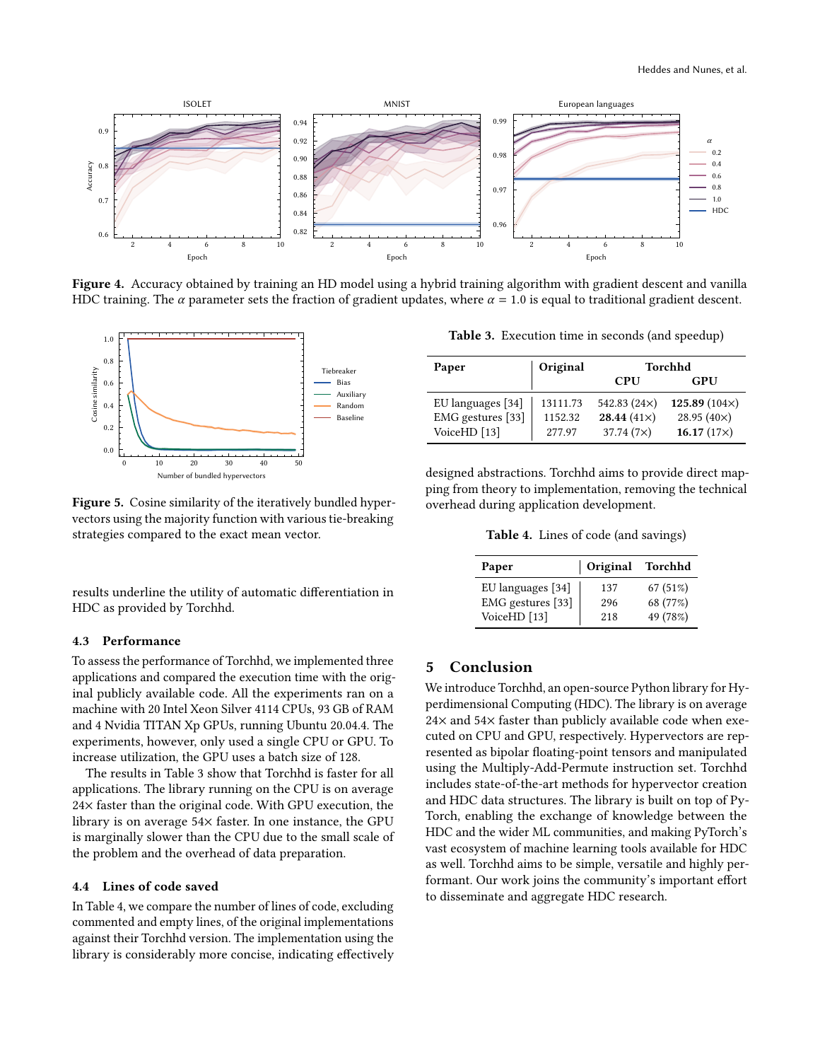Figure 4. Accuracy obtained by training an HD model using a hybrid training algorithm with gradient descent and vanilla HDC training. The $\alpha$ parameter sets the fraction of gradient updates, where $\alpha = 1.0$ is equal to traditional gradient descent.

Figure 5. Cosine similarity of the iteratively bundled hypervectors using the majority function with various tie-breaking strategies compared to the exact mean vector.

results underline the utility of automatic differentiation in HDC as provided by Torchhd.

### 4.3 Performance

To assess the performance of Torchhd, we implemented three applications and compared the execution time with the original publicly available code. All the experiments ran on a machine with 20 Intel Xeon Silver 4114 CPUs, 93 GB of RAM and 4 Nvidia TITAN Xp GPUs, running Ubuntu 20.04.4. The experiments, however, only used a single CPU or GPU. To increase utilization, the GPU uses a batch size of 128.

The results in Table 3 show that Torchhd is faster for all applications. The library running on the CPU is on average 24× faster than the original code. With GPU execution, the library is on average 54× faster. In one instance, the GPU is marginally slower than the CPU due to the small scale of the problem and the overhead of data preparation.

### 4.4 Lines of code saved

In Table 4, we compare the number of lines of code, excluding commented and empty lines, of the original implementations against their Torchhd version. The implementation using the library is considerably more concise, indicating effectively designed abstractions. Torchhd aims to provide direct mapping from theory to implementation, removing the technical overhead during application development.

Table 3. Execution time in seconds (and speedup)

| Paper | Original | Torchhd | |
|---|---|---|---|
| | | CPU | GPU |
| EU languages [34] | 13111.73 | 542.83 (24×) | **125.89** (104×) |
| EMG gestures [33] | 1152.32 | **28.44** (41×) | 28.95 (40×) |
| VoiceHD [13] | 277.97 | 37.74 (7×) | **16.17** (17×) |

Table 4. Lines of code (and savings)

| Paper | Original | Torchhd |
|---|---|---|
| EU languages [34] | 137 | 67 (51%) |
| EMG gestures [33] | 296 | 68 (77%) |
| VoiceHD [13] | 218 | 49 (78%) |

## 5 Conclusion

We introduce Torchhd, an open-source Python library for Hyperdimensional Computing (HDC). The library is on average 24× and 54× faster than publicly available code when executed on CPU and GPU, respectively. Hypervectors are represented as bipolar floating-point tensors and manipulated using the Multiply-Add-Permute instruction set. Torchhd includes state-of-the-art methods for hypervector creation and HDC data structures. The library is built on top of PyTorch, enabling the exchange of knowledge between the HDC and the wider ML communities, and making PyTorch's vast ecosystem of machine learning tools available for HDC as well. Torchhd aims to be simple, versatile and highly performant. Our work joins the community's important effort to disseminate and aggregate HDC research.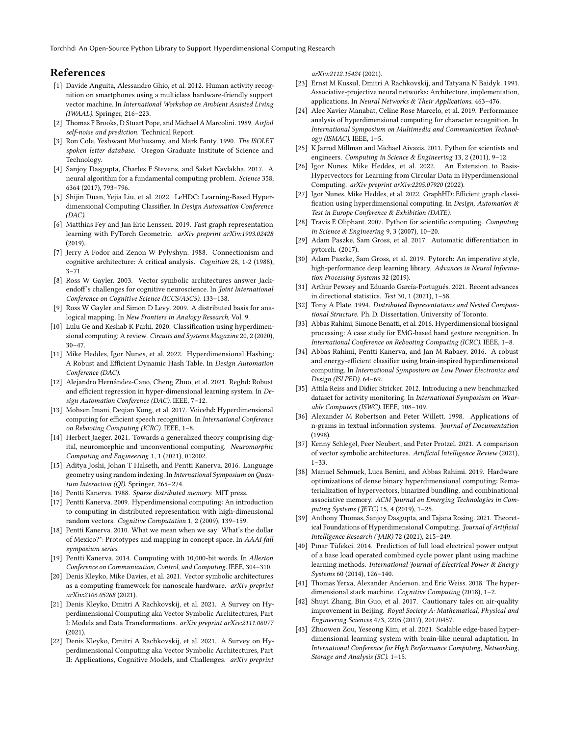## References

- [1] Davide Anguita, Alessandro Ghio, et al. 2012. Human activity recognition on smartphones using a multiclass hardware-friendly support vector machine. In *International Workshop on Ambient Assisted Living (IWAAL)*. Springer, 216–223.
- [2] Thomas F Brooks, D Stuart Pope, and Michael A Marcolini. 1989. *Airfoil self-noise and prediction.* Technical Report.
- [3] Ron Cole, Yeshwant Muthusamy, and Mark Fanty. 1990. *The ISOLET spoken letter database.* Oregon Graduate Institute of Science and Technology.
- [4] Sanjoy Dasgupta, Charles F Stevens, and Saket Navlakha. 2017. A neural algorithm for a fundamental computing problem. *Science* 358, 6364 (2017), 793–796.
- [5] Shijin Duan, Yejia Liu, et al. 2022. LeHDC: Learning-Based Hyperdimensional Computing Classifier. In *Design Automation Conference (DAC)*.
- [6] Matthias Fey and Jan Eric Lenssen. 2019. Fast graph representation learning with PyTorch Geometric. *arXiv preprint arXiv:1903.02428* (2019).
- [7] Jerry A Fodor and Zenon W Pylyshyn. 1988. Connectionism and cognitive architecture: A critical analysis. *Cognition* 28, 1-2 (1988), 3–71.
- [8] Ross W Gayler. 2003. Vector symbolic architectures answer Jackendoff's challenges for cognitive neuroscience. In *Joint International Conference on Cognitive Science (ICCS/ASCS)*. 133–138.
- [9] Ross W Gayler and Simon D Levy. 2009. A distributed basis for analogical mapping. In *New Frontiers in Analogy Research*, Vol. 9.
- [10] Lulu Ge and Keshab K Parhi. 2020. Classification using hyperdimensional computing: A review. *Circuits and Systems Magazine* 20, 2 (2020), 30–47.
- [11] Mike Heddes, Igor Nunes, et al. 2022. Hyperdimensional Hashing: A Robust and Efficient Dynamic Hash Table. In *Design Automation Conference (DAC)*.
- [12] Alejandro Hernández-Cano, Cheng Zhuo, et al. 2021. Reghd: Robust and efficient regression in hyper-dimensional learning system. In *Design Automation Conference (DAC)*. IEEE, 7–12.
- [13] Mohsen Imani, Deqian Kong, et al. 2017. Voicehd: Hyperdimensional computing for efficient speech recognition. In *International Conference on Rebooting Computing (ICRC)*. IEEE, 1–8.
- [14] Herbert Jaeger. 2021. Towards a generalized theory comprising digital, neuromorphic and unconventional computing. *Neuromorphic Computing and Engineering* 1, 1 (2021), 012002.
- [15] Aditya Joshi, Johan T Halseth, and Pentti Kanerva. 2016. Language geometry using random indexing. In *International Symposium on Quantum Interaction (QI)*. Springer, 265–274.
- [16] Pentti Kanerva. 1988. *Sparse distributed memory.* MIT press.
- [17] Pentti Kanerva. 2009. Hyperdimensional computing: An introduction to computing in distributed representation with high-dimensional random vectors. *Cognitive Computation* 1, 2 (2009), 139–159.
- [18] Pentti Kanerva. 2010. What we mean when we say" What's the dollar of Mexico?": Prototypes and mapping in concept space. In *AAAI fall symposium series*.
- [19] Pentti Kanerva. 2014. Computing with 10,000-bit words. In *Allerton Conference on Communication, Control, and Computing*. IEEE, 304–310.
- [20] Denis Kleyko, Mike Davies, et al. 2021. Vector symbolic architectures as a computing framework for nanoscale hardware. *arXiv preprint arXiv:2106.05268* (2021).
- [21] Denis Kleyko, Dmitri A Rachkovskij, et al. 2021. A Survey on Hyperdimensional Computing aka Vector Symbolic Architectures, Part I: Models and Data Transformations. *arXiv preprint arXiv:2111.06077* (2021).
- [22] Denis Kleyko, Dmitri A Rachkovskij, et al. 2021. A Survey on Hyperdimensional Computing aka Vector Symbolic Architectures, Part II: Applications, Cognitive Models, and Challenges. *arXiv preprint arXiv:2112.15424* (2021).
- [23] Ernst M Kussul, Dmitri A Rachkovskij, and Tatyana N Baidyk. 1991. Associative-projective neural networks: Architecture, implementation, applications. In *Neural Networks & Their Applications*. 463–476.
- [24] Alec Xavier Manabat, Celine Rose Marcelo, et al. 2019. Performance analysis of hyperdimensional computing for character recognition. In *International Symposium on Multimedia and Communication Technology (ISMAC)*. IEEE, 1–5.
- [25] K Jarrod Millman and Michael Aivazis. 2011. Python for scientists and engineers. *Computing in Science & Engineering* 13, 2 (2011), 9–12.
- [26] Igor Nunes, Mike Heddes, et al. 2022. An Extension to Basis-Hypervectors for Learning from Circular Data in Hyperdimensional Computing. *arXiv preprint arXiv:2205.07920* (2022).
- [27] Igor Nunes, Mike Heddes, et al. 2022. GraphHD: Efficient graph classification using hyperdimensional computing. In *Design, Automation & Test in Europe Conference & Exhibition (DATE)*.
- [28] Travis E Oliphant. 2007. Python for scientific computing. *Computing in Science & Engineering* 9, 3 (2007), 10–20.
- [29] Adam Paszke, Sam Gross, et al. 2017. Automatic differentiation in pytorch. (2017).
- [30] Adam Paszke, Sam Gross, et al. 2019. Pytorch: An imperative style, high-performance deep learning library. *Advances in Neural Information Processing Systems* 32 (2019).
- [31] Arthur Pewsey and Eduardo García-Portugués. 2021. Recent advances in directional statistics. *Test* 30, 1 (2021), 1–58.
- [32] Tony A Plate. 1994. *Distributed Representations and Nested Compositional Structure.* Ph. D. Dissertation. University of Toronto.
- [33] Abbas Rahimi, Simone Benatti, et al. 2016. Hyperdimensional biosignal processing: A case study for EMG-based hand gesture recognition. In *International Conference on Rebooting Computing (ICRC)*. IEEE, 1–8.
- [34] Abbas Rahimi, Pentti Kanerva, and Jan M Rabaey. 2016. A robust and energy-efficient classifier using brain-inspired hyperdimensional computing. In *International Symposium on Low Power Electronics and Design (ISLPED)*. 64–69.
- [35] Attila Reiss and Didier Stricker. 2012. Introducing a new benchmarked dataset for activity monitoring. In *International Symposium on Wearable Computers (ISWC)*. IEEE, 108–109.
- [36] Alexander M Robertson and Peter Willett. 1998. Applications of n-grams in textual information systems. *Journal of Documentation* (1998).
- [37] Kenny Schlegel, Peer Neubert, and Peter Protzel. 2021. A comparison of vector symbolic architectures. *Artificial Intelligence Review* (2021), 1–33.
- [38] Manuel Schmuck, Luca Benini, and Abbas Rahimi. 2019. Hardware optimizations of dense binary hyperdimensional computing: Rematerialization of hypervectors, binarized bundling, and combinational associative memory. *ACM Journal on Emerging Technologies in Computing Systems (JETC)* 15, 4 (2019), 1–25.
- [39] Anthony Thomas, Sanjoy Dasgupta, and Tajana Rosing. 2021. Theoretical Foundations of Hyperdimensional Computing. *Journal of Artificial Intelligence Research (JAIR)* 72 (2021), 215–249.
- [40] Pınar Tüfekci. 2014. Prediction of full load electrical power output of a base load operated combined cycle power plant using machine learning methods. *International Journal of Electrical Power & Energy Systems* 60 (2014), 126–140.
- [41] Thomas Yerxa, Alexander Anderson, and Eric Weiss. 2018. The hyperdimensional stack machine. *Cognitive Computing* (2018), 1–2.
- [42] Shuyi Zhang, Bin Guo, et al. 2017. Cautionary tales on air-quality improvement in Beijing. *Royal Society A: Mathematical, Physical and Engineering Sciences* 473, 2205 (2017), 20170457.
- [43] Zhuowen Zou, Yeseong Kim, et al. 2021. Scalable edge-based hyperdimensional learning system with brain-like neural adaptation. In *International Conference for High Performance Computing, Networking, Storage and Analysis (SC)*. 1–15.